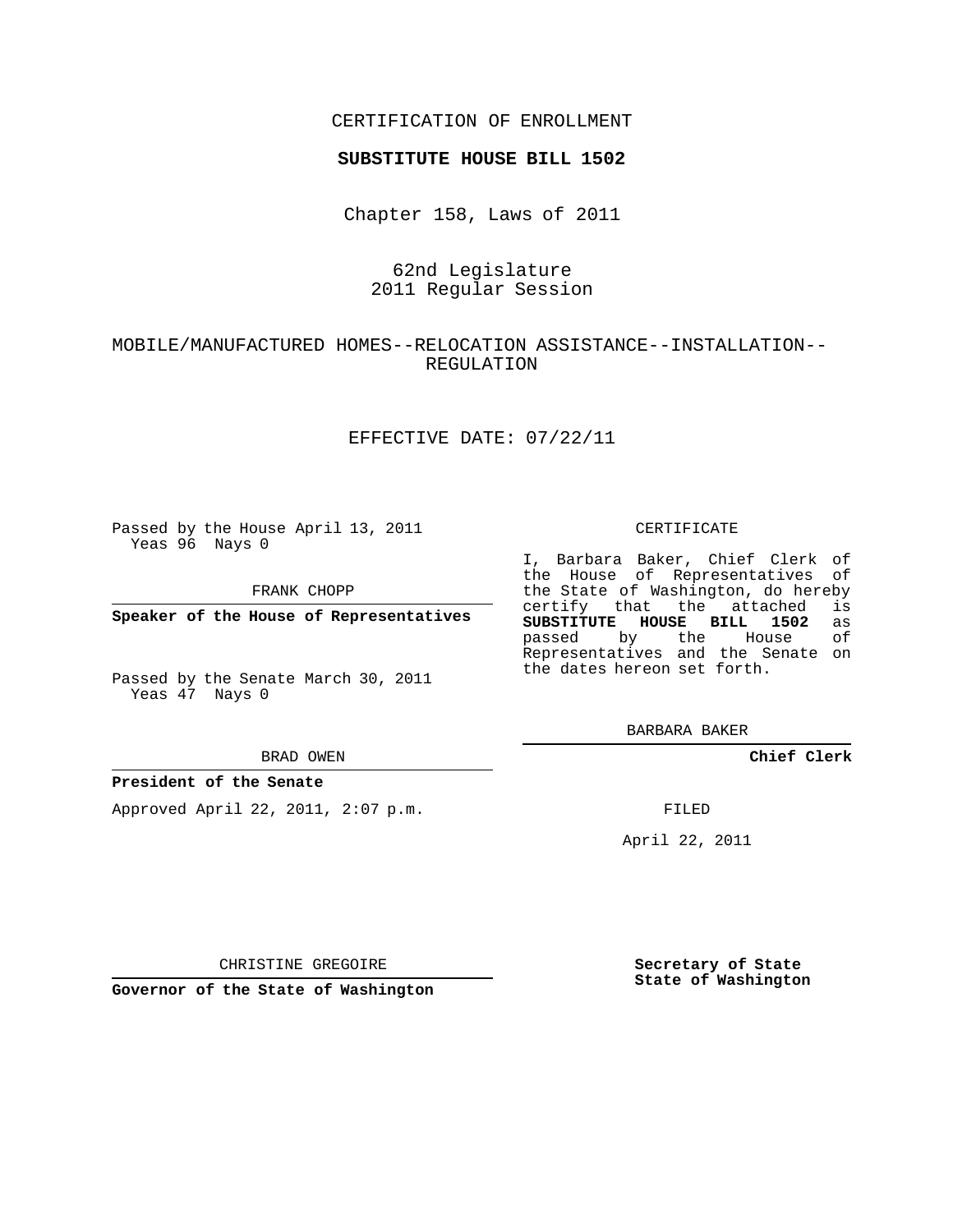CERTIFICATION OF ENROLLMENT

**SUBSTITUTE HOUSE BILL 1502**

Chapter 158, Laws of 2011

62nd Legislature
2011 Regular Session

MOBILE/MANUFACTURED HOMES--RELOCATION ASSISTANCE--INSTALLATION--REGULATION

EFFECTIVE DATE: 07/22/11

Passed by the House April 13, 2011
Yeas 96 Nays 0

FRANK CHOPP

**Speaker of the House of Representatives**

Passed by the Senate March 30, 2011
Yeas 47 Nays 0

BRAD OWEN

**President of the Senate**

Approved April 22, 2011, 2:07 p.m.

CHRISTINE GREGOIRE

**Governor of the State of Washington**

CERTIFICATE

I, Barbara Baker, Chief Clerk of the House of Representatives of the State of Washington, do hereby certify that the attached is **SUBSTITUTE HOUSE BILL 1502** as passed by the House of Representatives and the Senate on the dates hereon set forth.

BARBARA BAKER

**Chief Clerk**

FILED

April 22, 2011

**Secretary of State**
**State of Washington**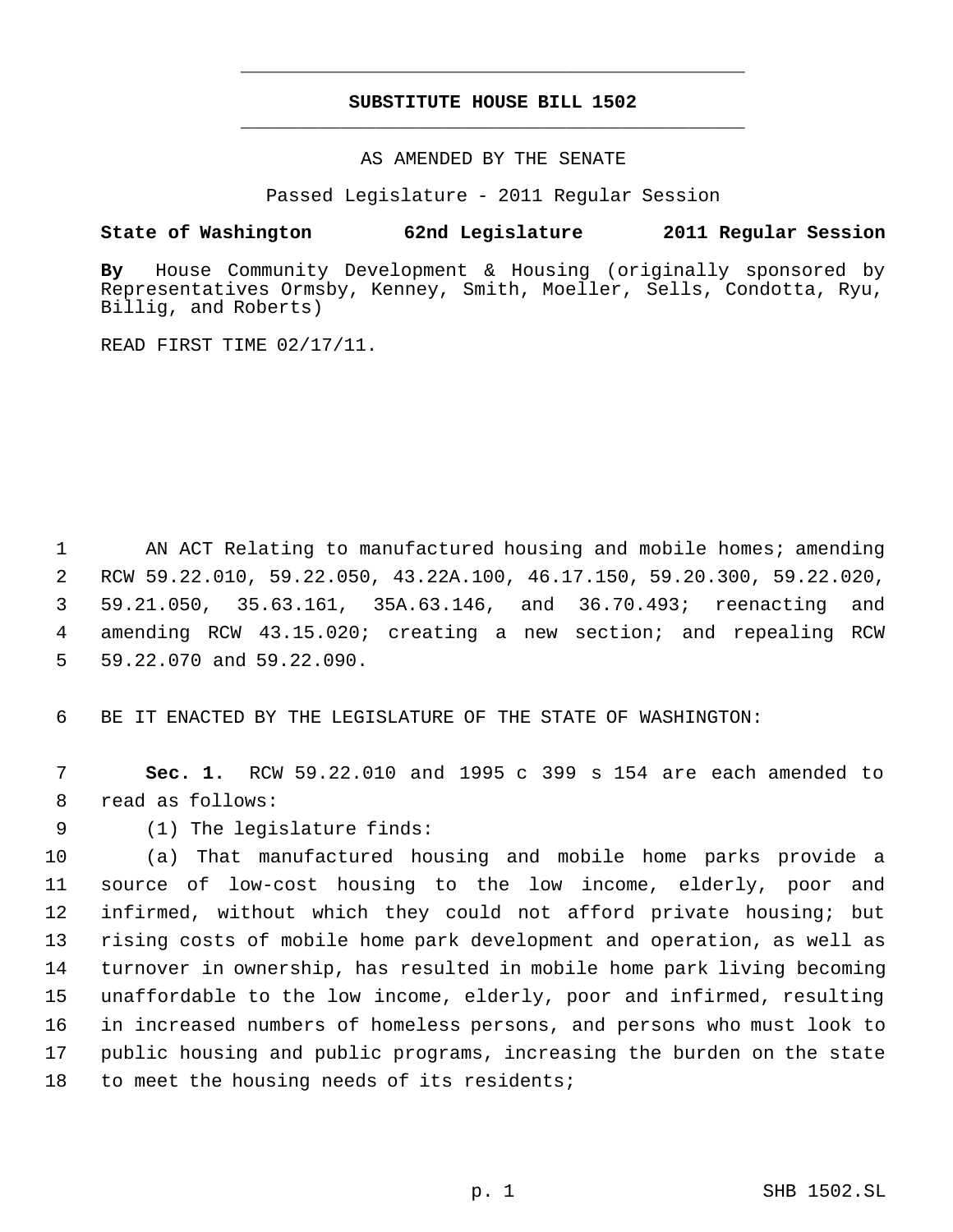# SUBSTITUTE HOUSE BILL 1502

AS AMENDED BY THE SENATE

Passed Legislature - 2011 Regular Session

**State of Washington 62nd Legislature 2011 Regular Session**

**By** House Community Development & Housing (originally sponsored by Representatives Ormsby, Kenney, Smith, Moeller, Sells, Condotta, Ryu, Billig, and Roberts)

READ FIRST TIME 02/17/11.

AN ACT Relating to manufactured housing and mobile homes; amending RCW 59.22.010, 59.22.050, 43.22A.100, 46.17.150, 59.20.300, 59.22.020, 59.21.050, 35.63.161, 35A.63.146, and 36.70.493; reenacting and amending RCW 43.15.020; creating a new section; and repealing RCW 59.22.070 and 59.22.090.

BE IT ENACTED BY THE LEGISLATURE OF THE STATE OF WASHINGTON:

**Sec. 1.** RCW 59.22.010 and 1995 c 399 s 154 are each amended to read as follows:

(1) The legislature finds:

(a) That manufactured housing and mobile home parks provide a source of low-cost housing to the low income, elderly, poor and infirmed, without which they could not afford private housing; but rising costs of mobile home park development and operation, as well as turnover in ownership, has resulted in mobile home park living becoming unaffordable to the low income, elderly, poor and infirmed, resulting in increased numbers of homeless persons, and persons who must look to public housing and public programs, increasing the burden on the state to meet the housing needs of its residents;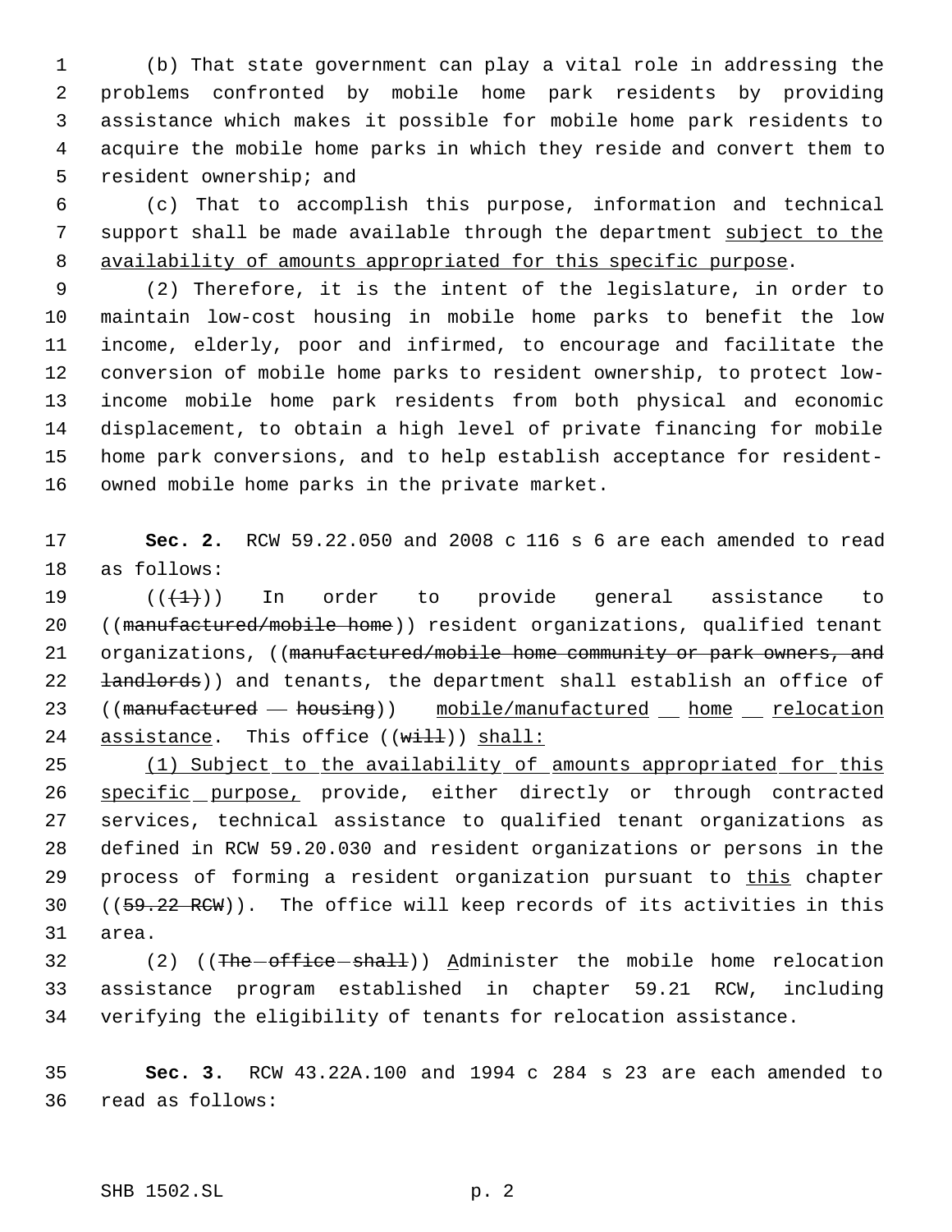(b) That state government can play a vital role in addressing the problems confronted by mobile home park residents by providing assistance which makes it possible for mobile home park residents to acquire the mobile home parks in which they reside and convert them to resident ownership; and

(c) That to accomplish this purpose, information and technical support shall be made available through the department subject to the availability of amounts appropriated for this specific purpose.

(2) Therefore, it is the intent of the legislature, in order to maintain low-cost housing in mobile home parks to benefit the low income, elderly, poor and infirmed, to encourage and facilitate the conversion of mobile home parks to resident ownership, to protect low-income mobile home park residents from both physical and economic displacement, to obtain a high level of private financing for mobile home park conversions, and to help establish acceptance for resident-owned mobile home parks in the private market.

**Sec. 2.** RCW 59.22.050 and 2008 c 116 s 6 are each amended to read as follows:

(((1))) In order to provide general assistance to ((manufactured/mobile home)) resident organizations, qualified tenant organizations, ((manufactured/mobile home community or park owners, and landlords)) and tenants, the department shall establish an office of ((manufactured housing)) mobile/manufactured home relocation assistance. This office ((will)) shall:

(1) Subject to the availability of amounts appropriated for this specific purpose, provide, either directly or through contracted services, technical assistance to qualified tenant organizations as defined in RCW 59.20.030 and resident organizations or persons in the process of forming a resident organization pursuant to this chapter ((59.22 RCW)). The office will keep records of its activities in this area.

(2) ((The office shall)) Administer the mobile home relocation assistance program established in chapter 59.21 RCW, including verifying the eligibility of tenants for relocation assistance.

**Sec. 3.** RCW 43.22A.100 and 1994 c 284 s 23 are each amended to read as follows: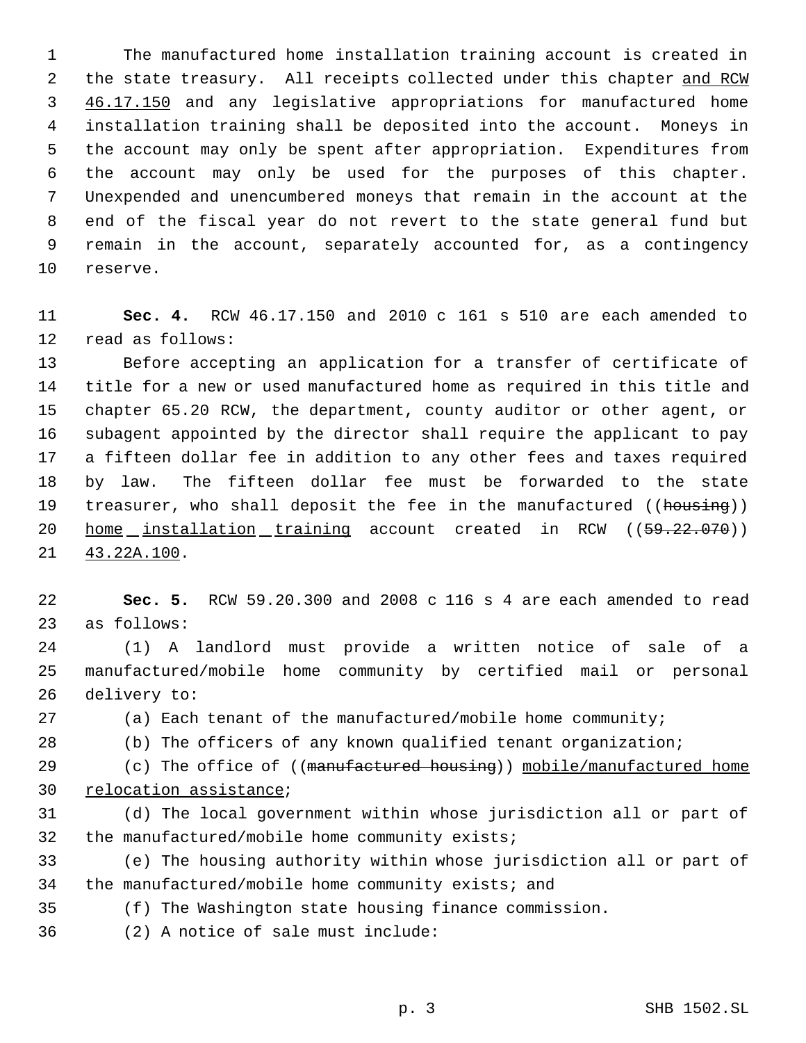The manufactured home installation training account is created in the state treasury. All receipts collected under this chapter and RCW 46.17.150 and any legislative appropriations for manufactured home installation training shall be deposited into the account. Moneys in the account may only be spent after appropriation. Expenditures from the account may only be used for the purposes of this chapter. Unexpended and unencumbered moneys that remain in the account at the end of the fiscal year do not revert to the state general fund but remain in the account, separately accounted for, as a contingency reserve.

**Sec. 4.** RCW 46.17.150 and 2010 c 161 s 510 are each amended to read as follows:

Before accepting an application for a transfer of certificate of title for a new or used manufactured home as required in this title and chapter 65.20 RCW, the department, county auditor or other agent, or subagent appointed by the director shall require the applicant to pay a fifteen dollar fee in addition to any other fees and taxes required by law. The fifteen dollar fee must be forwarded to the state treasurer, who shall deposit the fee in the manufactured ((~~housing~~)) home installation training account created in RCW ((~~59.22.070~~)) 43.22A.100.

**Sec. 5.** RCW 59.20.300 and 2008 c 116 s 4 are each amended to read as follows:

(1) A landlord must provide a written notice of sale of a manufactured/mobile home community by certified mail or personal delivery to:

(a) Each tenant of the manufactured/mobile home community;

(b) The officers of any known qualified tenant organization;

(c) The office of ((~~manufactured housing~~)) mobile/manufactured home relocation assistance;

(d) The local government within whose jurisdiction all or part of the manufactured/mobile home community exists;

(e) The housing authority within whose jurisdiction all or part of the manufactured/mobile home community exists; and

(f) The Washington state housing finance commission.

(2) A notice of sale must include: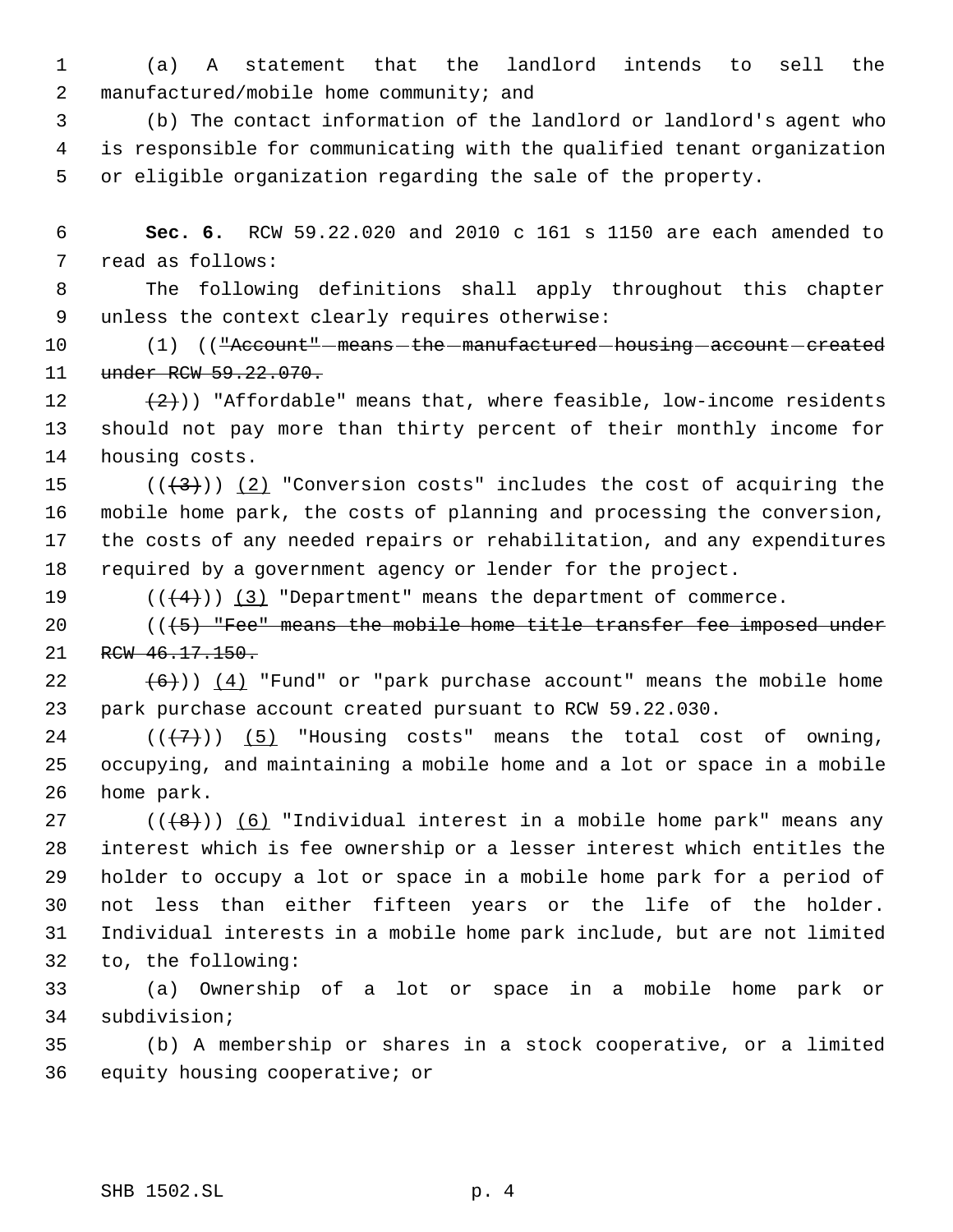(a) A statement that the landlord intends to sell the manufactured/mobile home community; and

(b) The contact information of the landlord or landlord's agent who is responsible for communicating with the qualified tenant organization or eligible organization regarding the sale of the property.

**Sec. 6.** RCW 59.22.020 and 2010 c 161 s 1150 are each amended to read as follows:

The following definitions shall apply throughout this chapter unless the context clearly requires otherwise:

(1) ((~~"Account" means the manufactured housing account created under RCW 59.22.070.~~

~~(2)~~)) "Affordable" means that, where feasible, low-income residents should not pay more than thirty percent of their monthly income for housing costs.

((~~(3)~~)) (2) "Conversion costs" includes the cost of acquiring the mobile home park, the costs of planning and processing the conversion, the costs of any needed repairs or rehabilitation, and any expenditures required by a government agency or lender for the project.

((~~(4)~~)) (3) "Department" means the department of commerce.

((~~(5) "Fee" means the mobile home title transfer fee imposed under RCW 46.17.150.~~

~~(6)~~)) (4) "Fund" or "park purchase account" means the mobile home park purchase account created pursuant to RCW 59.22.030.

((~~(7)~~)) (5) "Housing costs" means the total cost of owning, occupying, and maintaining a mobile home and a lot or space in a mobile home park.

((~~(8)~~)) (6) "Individual interest in a mobile home park" means any interest which is fee ownership or a lesser interest which entitles the holder to occupy a lot or space in a mobile home park for a period of not less than either fifteen years or the life of the holder. Individual interests in a mobile home park include, but are not limited to, the following:

(a) Ownership of a lot or space in a mobile home park or subdivision;

(b) A membership or shares in a stock cooperative, or a limited equity housing cooperative; or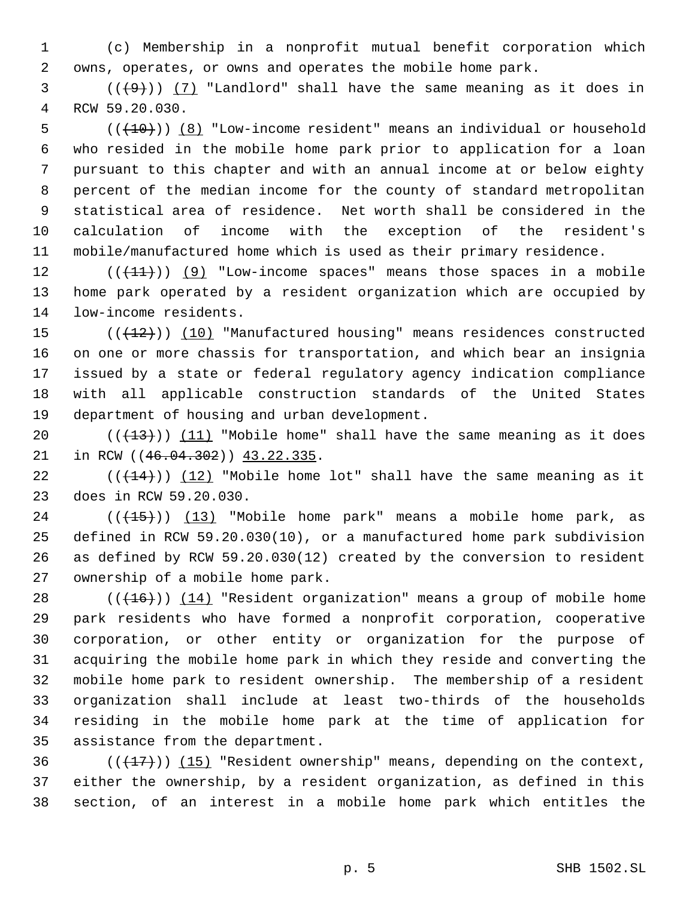(c) Membership in a nonprofit mutual benefit corporation which owns, operates, or owns and operates the mobile home park.

(((9))) (7) "Landlord" shall have the same meaning as it does in RCW 59.20.030.

(((10))) (8) "Low-income resident" means an individual or household who resided in the mobile home park prior to application for a loan pursuant to this chapter and with an annual income at or below eighty percent of the median income for the county of standard metropolitan statistical area of residence. Net worth shall be considered in the calculation of income with the exception of the resident's mobile/manufactured home which is used as their primary residence.

(((11))) (9) "Low-income spaces" means those spaces in a mobile home park operated by a resident organization which are occupied by low-income residents.

(((12))) (10) "Manufactured housing" means residences constructed on one or more chassis for transportation, and which bear an insignia issued by a state or federal regulatory agency indication compliance with all applicable construction standards of the United States department of housing and urban development.

(((13))) (11) "Mobile home" shall have the same meaning as it does in RCW ((46.04.302)) 43.22.335.

(((14))) (12) "Mobile home lot" shall have the same meaning as it does in RCW 59.20.030.

(((15))) (13) "Mobile home park" means a mobile home park, as defined in RCW 59.20.030(10), or a manufactured home park subdivision as defined by RCW 59.20.030(12) created by the conversion to resident ownership of a mobile home park.

(((16))) (14) "Resident organization" means a group of mobile home park residents who have formed a nonprofit corporation, cooperative corporation, or other entity or organization for the purpose of acquiring the mobile home park in which they reside and converting the mobile home park to resident ownership. The membership of a resident organization shall include at least two-thirds of the households residing in the mobile home park at the time of application for assistance from the department.

(((17))) (15) "Resident ownership" means, depending on the context, either the ownership, by a resident organization, as defined in this section, of an interest in a mobile home park which entitles the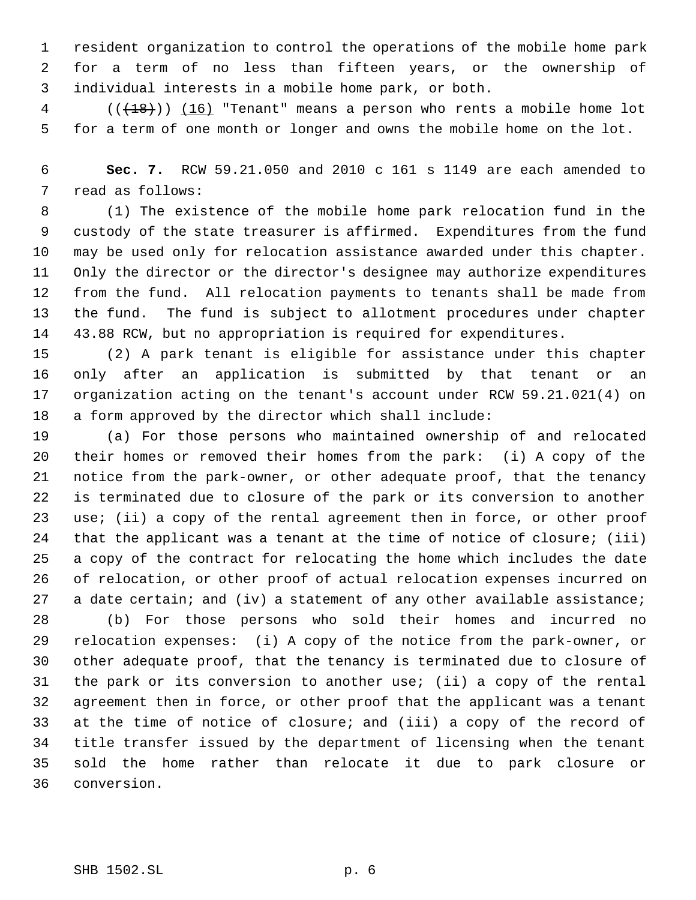resident organization to control the operations of the mobile home park for a term of no less than fifteen years, or the ownership of individual interests in a mobile home park, or both.

~~((18))~~ (16) "Tenant" means a person who rents a mobile home lot for a term of one month or longer and owns the mobile home on the lot.

**Sec. 7.** RCW 59.21.050 and 2010 c 161 s 1149 are each amended to read as follows:

(1) The existence of the mobile home park relocation fund in the custody of the state treasurer is affirmed. Expenditures from the fund may be used only for relocation assistance awarded under this chapter. Only the director or the director's designee may authorize expenditures from the fund. All relocation payments to tenants shall be made from the fund. The fund is subject to allotment procedures under chapter 43.88 RCW, but no appropriation is required for expenditures.

(2) A park tenant is eligible for assistance under this chapter only after an application is submitted by that tenant or an organization acting on the tenant's account under RCW 59.21.021(4) on a form approved by the director which shall include:

(a) For those persons who maintained ownership of and relocated their homes or removed their homes from the park: (i) A copy of the notice from the park-owner, or other adequate proof, that the tenancy is terminated due to closure of the park or its conversion to another use; (ii) a copy of the rental agreement then in force, or other proof that the applicant was a tenant at the time of notice of closure; (iii) a copy of the contract for relocating the home which includes the date of relocation, or other proof of actual relocation expenses incurred on a date certain; and (iv) a statement of any other available assistance;

(b) For those persons who sold their homes and incurred no relocation expenses: (i) A copy of the notice from the park-owner, or other adequate proof, that the tenancy is terminated due to closure of the park or its conversion to another use; (ii) a copy of the rental agreement then in force, or other proof that the applicant was a tenant at the time of notice of closure; and (iii) a copy of the record of title transfer issued by the department of licensing when the tenant sold the home rather than relocate it due to park closure or conversion.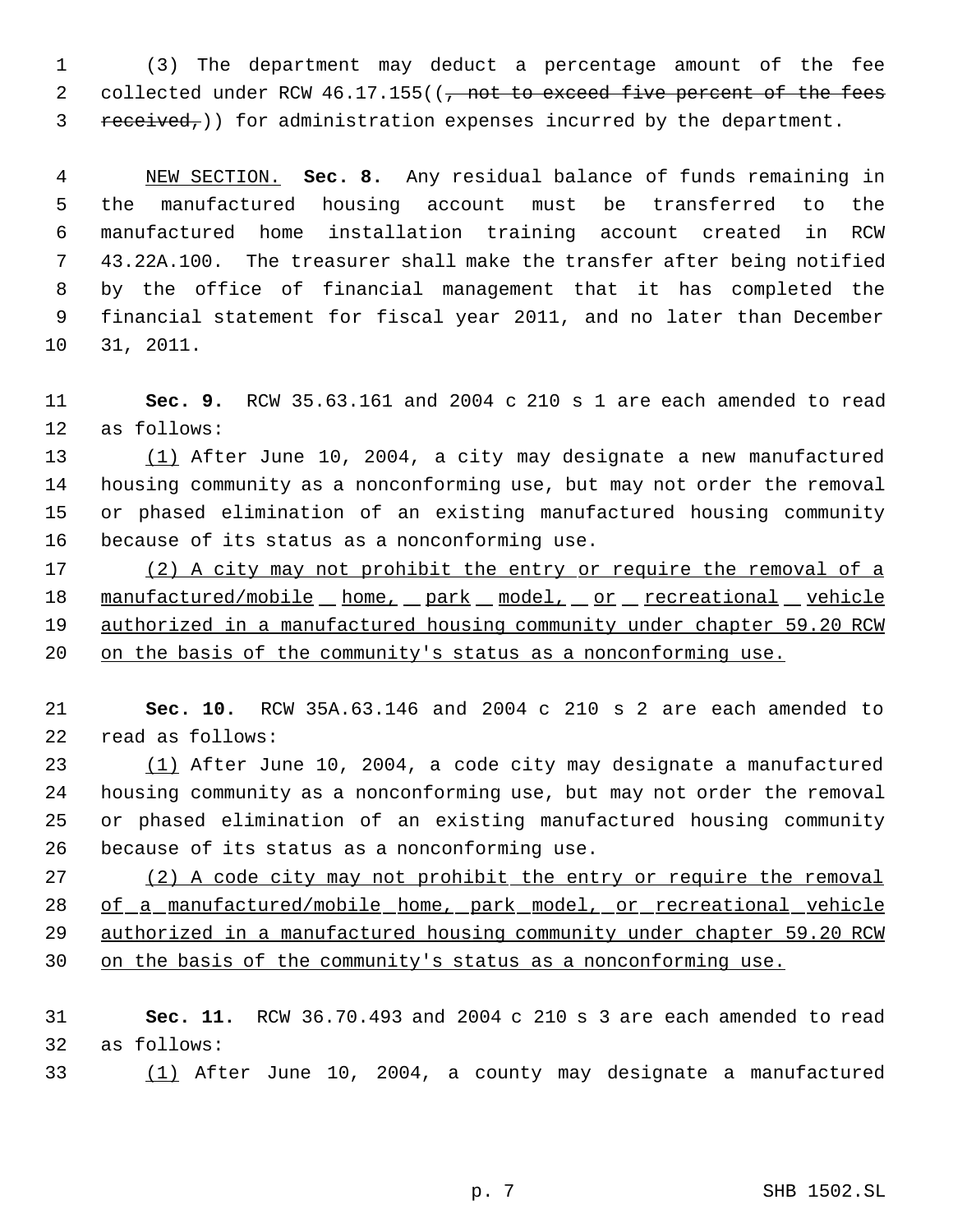(3) The department may deduct a percentage amount of the fee collected under RCW 46.17.155((~~, not to exceed five percent of the fees received,~~)) for administration expenses incurred by the department.

NEW SECTION. **Sec. 8.** Any residual balance of funds remaining in the manufactured housing account must be transferred to the manufactured home installation training account created in RCW 43.22A.100. The treasurer shall make the transfer after being notified by the office of financial management that it has completed the financial statement for fiscal year 2011, and no later than December 31, 2011.

**Sec. 9.** RCW 35.63.161 and 2004 c 210 s 1 are each amended to read as follows:

(1) After June 10, 2004, a city may designate a new manufactured housing community as a nonconforming use, but may not order the removal or phased elimination of an existing manufactured housing community because of its status as a nonconforming use.

(2) A city may not prohibit the entry or require the removal of a manufactured/mobile home, park model, or recreational vehicle authorized in a manufactured housing community under chapter 59.20 RCW on the basis of the community's status as a nonconforming use.

**Sec. 10.** RCW 35A.63.146 and 2004 c 210 s 2 are each amended to read as follows:

(1) After June 10, 2004, a code city may designate a manufactured housing community as a nonconforming use, but may not order the removal or phased elimination of an existing manufactured housing community because of its status as a nonconforming use.

(2) A code city may not prohibit the entry or require the removal of a manufactured/mobile home, park model, or recreational vehicle authorized in a manufactured housing community under chapter 59.20 RCW on the basis of the community's status as a nonconforming use.

**Sec. 11.** RCW 36.70.493 and 2004 c 210 s 3 are each amended to read as follows:

(1) After June 10, 2004, a county may designate a manufactured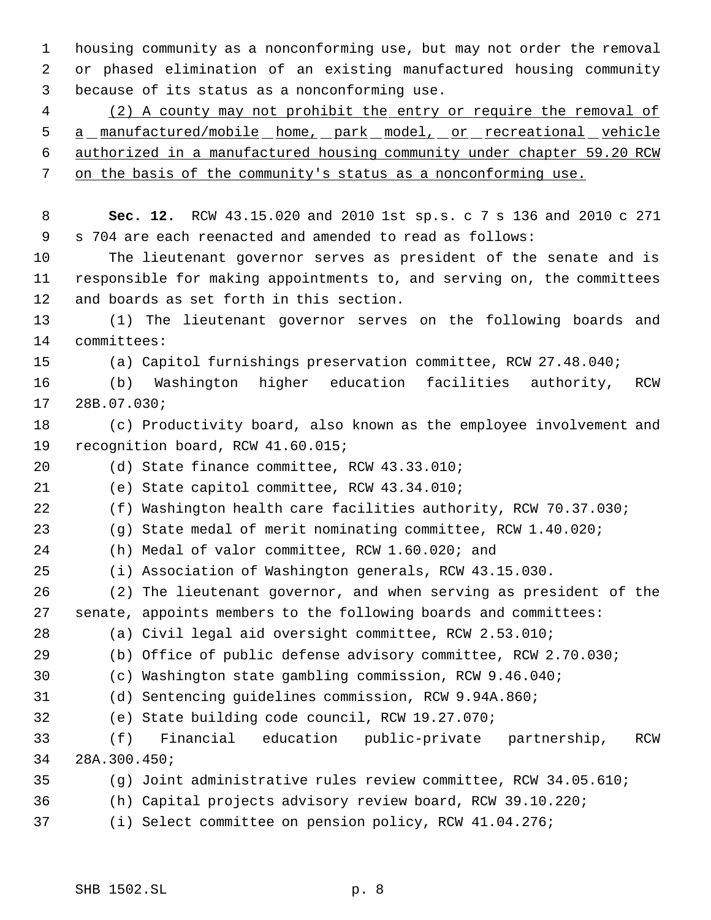housing community as a nonconforming use, but may not order the removal or phased elimination of an existing manufactured housing community because of its status as a nonconforming use.

<u>(2) A county may not prohibit the entry or require the removal of a manufactured/mobile home, park model, or recreational vehicle authorized in a manufactured housing community under chapter 59.20 RCW on the basis of the community's status as a nonconforming use.</u>

**Sec. 12.** RCW 43.15.020 and 2010 1st sp.s. c 7 s 136 and 2010 c 271 s 704 are each reenacted and amended to read as follows:

The lieutenant governor serves as president of the senate and is responsible for making appointments to, and serving on, the committees and boards as set forth in this section.

(1) The lieutenant governor serves on the following boards and committees:

(a) Capitol furnishings preservation committee, RCW 27.48.040;

(b) Washington higher education facilities authority, RCW 28B.07.030;

(c) Productivity board, also known as the employee involvement and recognition board, RCW 41.60.015;

(d) State finance committee, RCW 43.33.010;

(e) State capitol committee, RCW 43.34.010;

(f) Washington health care facilities authority, RCW 70.37.030;

(g) State medal of merit nominating committee, RCW 1.40.020;

(h) Medal of valor committee, RCW 1.60.020; and

(i) Association of Washington generals, RCW 43.15.030.

(2) The lieutenant governor, and when serving as president of the senate, appoints members to the following boards and committees:

(a) Civil legal aid oversight committee, RCW 2.53.010;

(b) Office of public defense advisory committee, RCW 2.70.030;

(c) Washington state gambling commission, RCW 9.46.040;

(d) Sentencing guidelines commission, RCW 9.94A.860;

(e) State building code council, RCW 19.27.070;

(f) Financial education public-private partnership, RCW 28A.300.450;

(g) Joint administrative rules review committee, RCW 34.05.610;

(h) Capital projects advisory review board, RCW 39.10.220;

(i) Select committee on pension policy, RCW 41.04.276;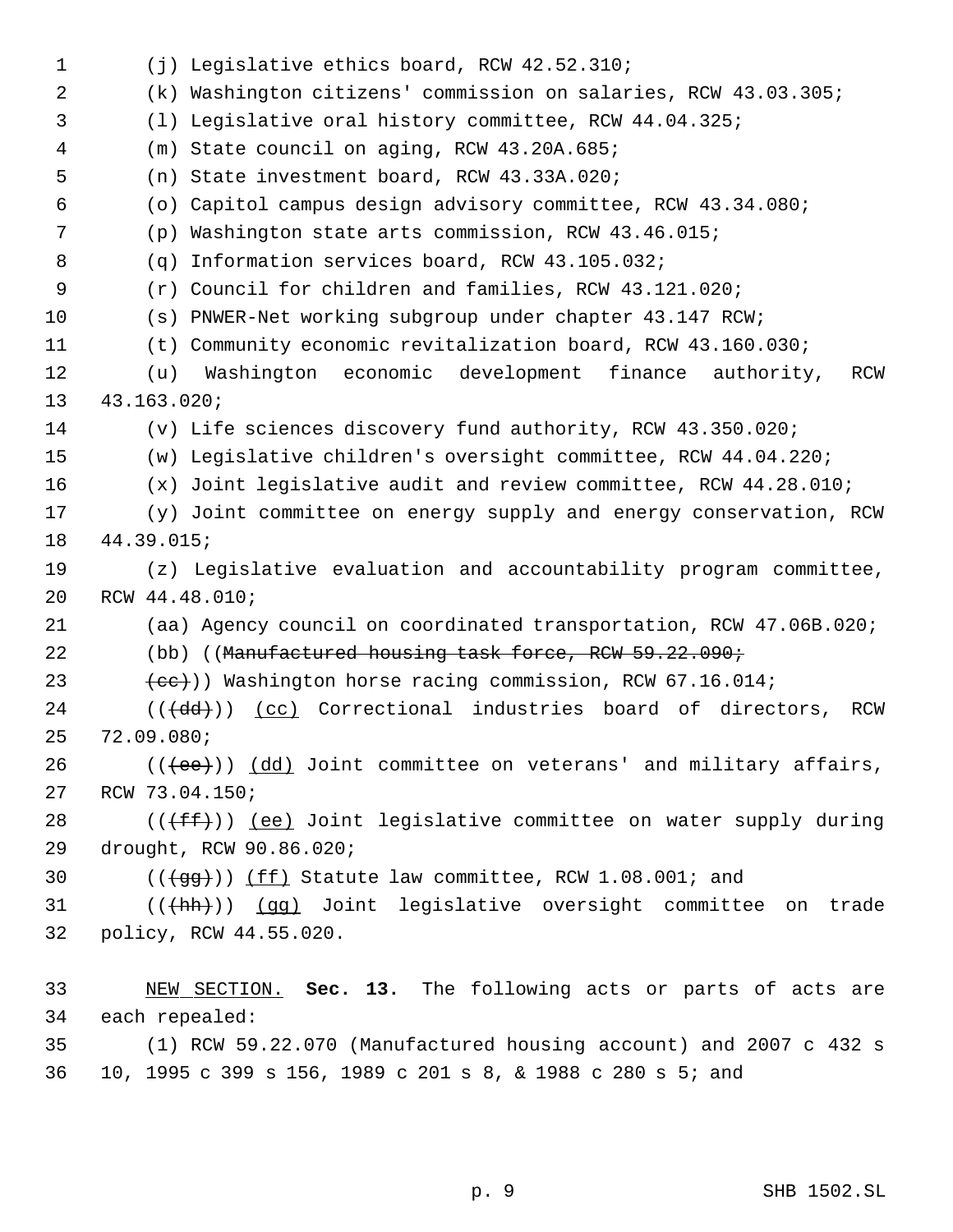(j) Legislative ethics board, RCW 42.52.310;

(k) Washington citizens' commission on salaries, RCW 43.03.305;

(l) Legislative oral history committee, RCW 44.04.325;

(m) State council on aging, RCW 43.20A.685;

(n) State investment board, RCW 43.33A.020;

(o) Capitol campus design advisory committee, RCW 43.34.080;

(p) Washington state arts commission, RCW 43.46.015;

(q) Information services board, RCW 43.105.032;

(r) Council for children and families, RCW 43.121.020;

(s) PNWER-Net working subgroup under chapter 43.147 RCW;

(t) Community economic revitalization board, RCW 43.160.030;

(u) Washington economic development finance authority, RCW 43.163.020;

(v) Life sciences discovery fund authority, RCW 43.350.020;

(w) Legislative children's oversight committee, RCW 44.04.220;

(x) Joint legislative audit and review committee, RCW 44.28.010;

(y) Joint committee on energy supply and energy conservation, RCW 44.39.015;

(z) Legislative evaluation and accountability program committee, RCW 44.48.010;

(aa) Agency council on coordinated transportation, RCW 47.06B.020;

(bb) ((~~Manufactured housing task force, RCW 59.22.090;~~

~~(cc)~~)) Washington horse racing commission, RCW 67.16.014;

((~~(dd)~~)) <u>(cc)</u> Correctional industries board of directors, RCW 72.09.080;

((~~(ee)~~)) <u>(dd)</u> Joint committee on veterans' and military affairs, RCW 73.04.150;

((~~(ff)~~)) <u>(ee)</u> Joint legislative committee on water supply during drought, RCW 90.86.020;

((~~(gg)~~)) <u>(ff)</u> Statute law committee, RCW 1.08.001; and

((~~(hh)~~)) <u>(gg)</u> Joint legislative oversight committee on trade policy, RCW 44.55.020.

<u>NEW SECTION.</u> **Sec. 13.** The following acts or parts of acts are each repealed:

(1) RCW 59.22.070 (Manufactured housing account) and 2007 c 432 s 10, 1995 c 399 s 156, 1989 c 201 s 8, & 1988 c 280 s 5; and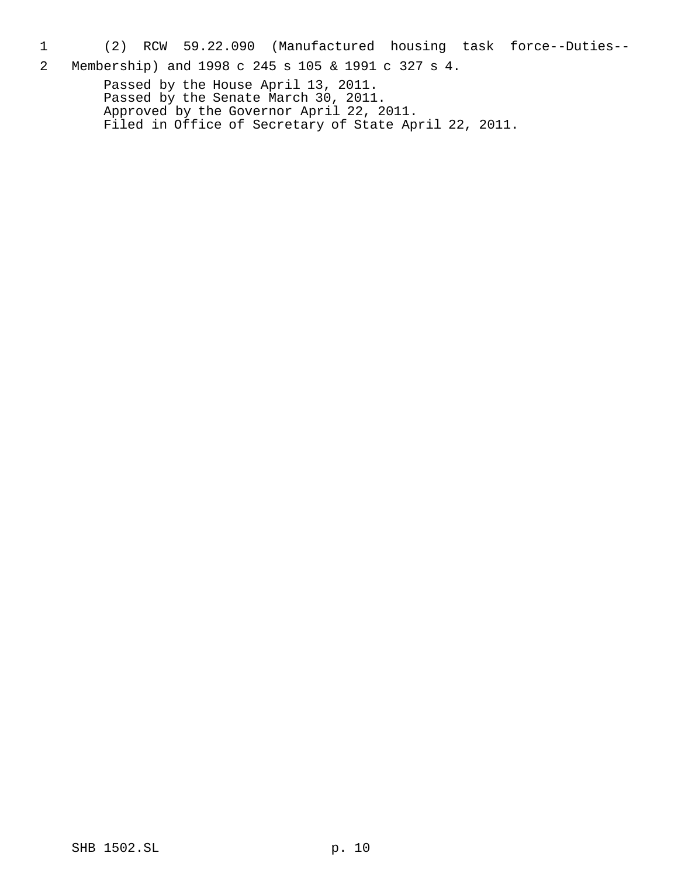(2) RCW 59.22.090 (Manufactured housing task force--Duties--Membership) and 1998 c 245 s 105 & 1991 c 327 s 4.

Passed by the House April 13, 2011.
Passed by the Senate March 30, 2011.
Approved by the Governor April 22, 2011.
Filed in Office of Secretary of State April 22, 2011.